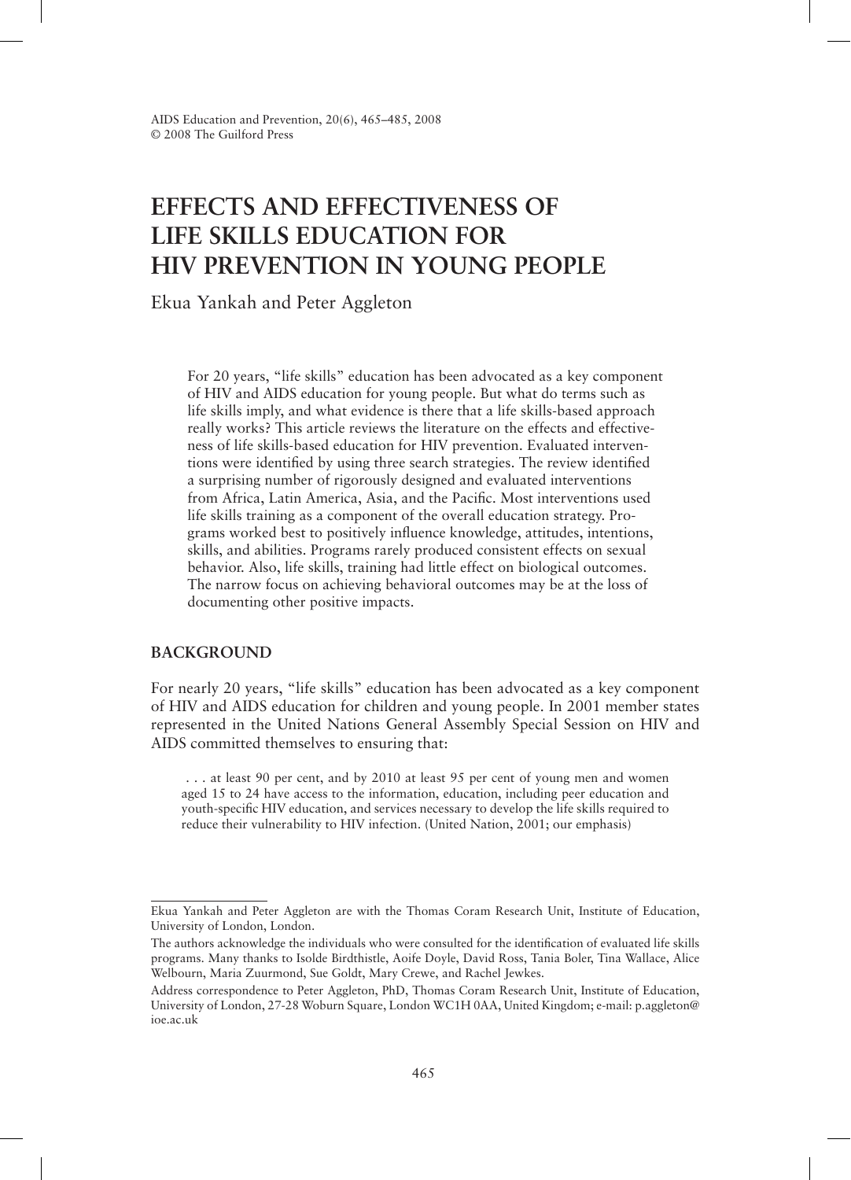AIDS Education and Prevention, 20(6), 465–485, 2008
© 2008 The Guilford Press

# EFFECTS AND EFFECTIVENESS OF LIFE SKILLS EDUCATION FOR HIV PREVENTION IN YOUNG PEOPLE

Ekua Yankah and Peter Aggleton

For 20 years, "life skills" education has been advocated as a key component of HIV and AIDS education for young people. But what do terms such as life skills imply, and what evidence is there that a life skills-based approach really works? This article reviews the literature on the effects and effectiveness of life skills-based education for HIV prevention. Evaluated interventions were identified by using three search strategies. The review identified a surprising number of rigorously designed and evaluated interventions from Africa, Latin America, Asia, and the Pacific. Most interventions used life skills training as a component of the overall education strategy. Programs worked best to positively influence knowledge, attitudes, intentions, skills, and abilities. Programs rarely produced consistent effects on sexual behavior. Also, life skills, training had little effect on biological outcomes. The narrow focus on achieving behavioral outcomes may be at the loss of documenting other positive impacts.

## BACKGROUND

For nearly 20 years, "life skills" education has been advocated as a key component of HIV and AIDS education for children and young people. In 2001 member states represented in the United Nations General Assembly Special Session on HIV and AIDS committed themselves to ensuring that:

> . . . at least 90 per cent, and by 2010 at least 95 per cent of young men and women aged 15 to 24 have access to the information, education, including peer education and youth-specific HIV education, and services necessary to develop the life skills required to reduce their vulnerability to HIV infection. (United Nation, 2001; our emphasis)

---

Ekua Yankah and Peter Aggleton are with the Thomas Coram Research Unit, Institute of Education, University of London, London.

The authors acknowledge the individuals who were consulted for the identification of evaluated life skills programs. Many thanks to Isolde Birdthistle, Aoife Doyle, David Ross, Tania Boler, Tina Wallace, Alice Welbourn, Maria Zuurmond, Sue Goldt, Mary Crewe, and Rachel Jewkes.

Address correspondence to Peter Aggleton, PhD, Thomas Coram Research Unit, Institute of Education, University of London, 27-28 Woburn Square, London WC1H 0AA, United Kingdom; e-mail: p.aggleton@ioe.ac.uk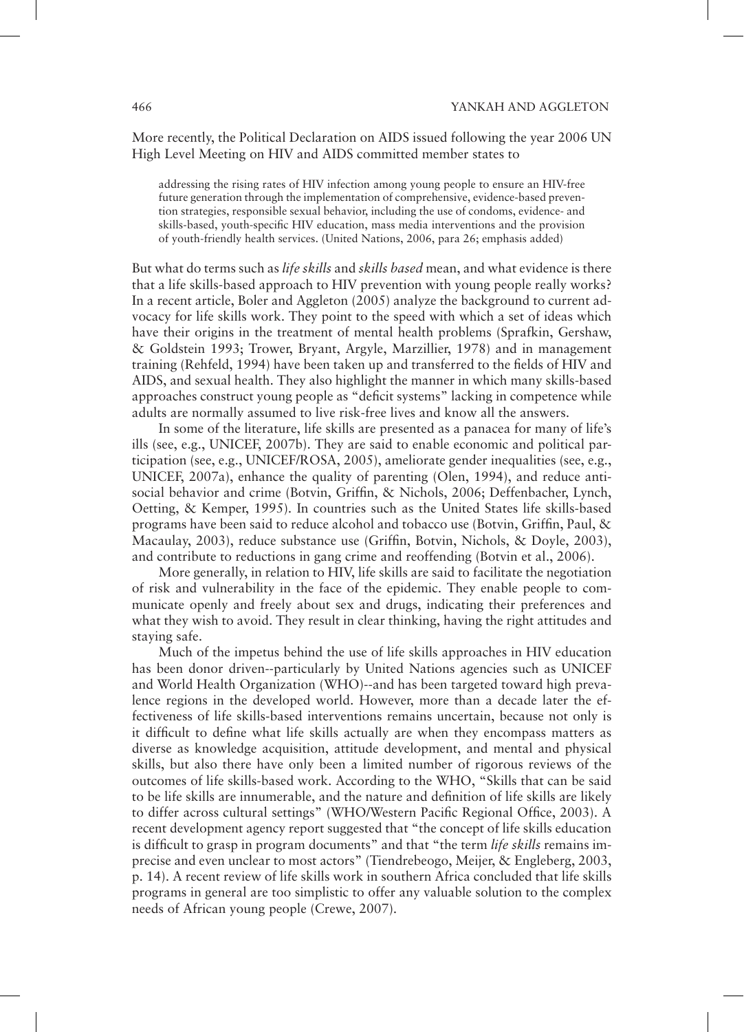More recently, the Political Declaration on AIDS issued following the year 2006 UN High Level Meeting on HIV and AIDS committed member states to

> addressing the rising rates of HIV infection among young people to ensure an HIV-free future generation through the implementation of comprehensive, evidence-based prevention strategies, responsible sexual behavior, including the use of condoms, evidence- and skills-based, youth-specific HIV education, mass media interventions and the provision of youth-friendly health services. (United Nations, 2006, para 26; emphasis added)

But what do terms such as *life skills* and *skills based* mean, and what evidence is there that a life skills-based approach to HIV prevention with young people really works? In a recent article, Boler and Aggleton (2005) analyze the background to current advocacy for life skills work. They point to the speed with which a set of ideas which have their origins in the treatment of mental health problems (Sprafkin, Gershaw, & Goldstein 1993; Trower, Bryant, Argyle, Marzillier, 1978) and in management training (Rehfeld, 1994) have been taken up and transferred to the fields of HIV and AIDS, and sexual health. They also highlight the manner in which many skills-based approaches construct young people as "deficit systems" lacking in competence while adults are normally assumed to live risk-free lives and know all the answers.

In some of the literature, life skills are presented as a panacea for many of life's ills (see, e.g., UNICEF, 2007b). They are said to enable economic and political participation (see, e.g., UNICEF/ROSA, 2005), ameliorate gender inequalities (see, e.g., UNICEF, 2007a), enhance the quality of parenting (Olen, 1994), and reduce antisocial behavior and crime (Botvin, Griffin, & Nichols, 2006; Deffenbacher, Lynch, Oetting, & Kemper, 1995). In countries such as the United States life skills-based programs have been said to reduce alcohol and tobacco use (Botvin, Griffin, Paul, & Macaulay, 2003), reduce substance use (Griffin, Botvin, Nichols, & Doyle, 2003), and contribute to reductions in gang crime and reoffending (Botvin et al., 2006).

More generally, in relation to HIV, life skills are said to facilitate the negotiation of risk and vulnerability in the face of the epidemic. They enable people to communicate openly and freely about sex and drugs, indicating their preferences and what they wish to avoid. They result in clear thinking, having the right attitudes and staying safe.

Much of the impetus behind the use of life skills approaches in HIV education has been donor driven--particularly by United Nations agencies such as UNICEF and World Health Organization (WHO)--and has been targeted toward high prevalence regions in the developed world. However, more than a decade later the effectiveness of life skills-based interventions remains uncertain, because not only is it difficult to define what life skills actually are when they encompass matters as diverse as knowledge acquisition, attitude development, and mental and physical skills, but also there have only been a limited number of rigorous reviews of the outcomes of life skills-based work. According to the WHO, "Skills that can be said to be life skills are innumerable, and the nature and definition of life skills are likely to differ across cultural settings" (WHO/Western Pacific Regional Office, 2003). A recent development agency report suggested that "the concept of life skills education is difficult to grasp in program documents" and that "the term *life skills* remains imprecise and even unclear to most actors" (Tiendrebeogo, Meijer, & Engleberg, 2003, p. 14). A recent review of life skills work in southern Africa concluded that life skills programs in general are too simplistic to offer any valuable solution to the complex needs of African young people (Crewe, 2007).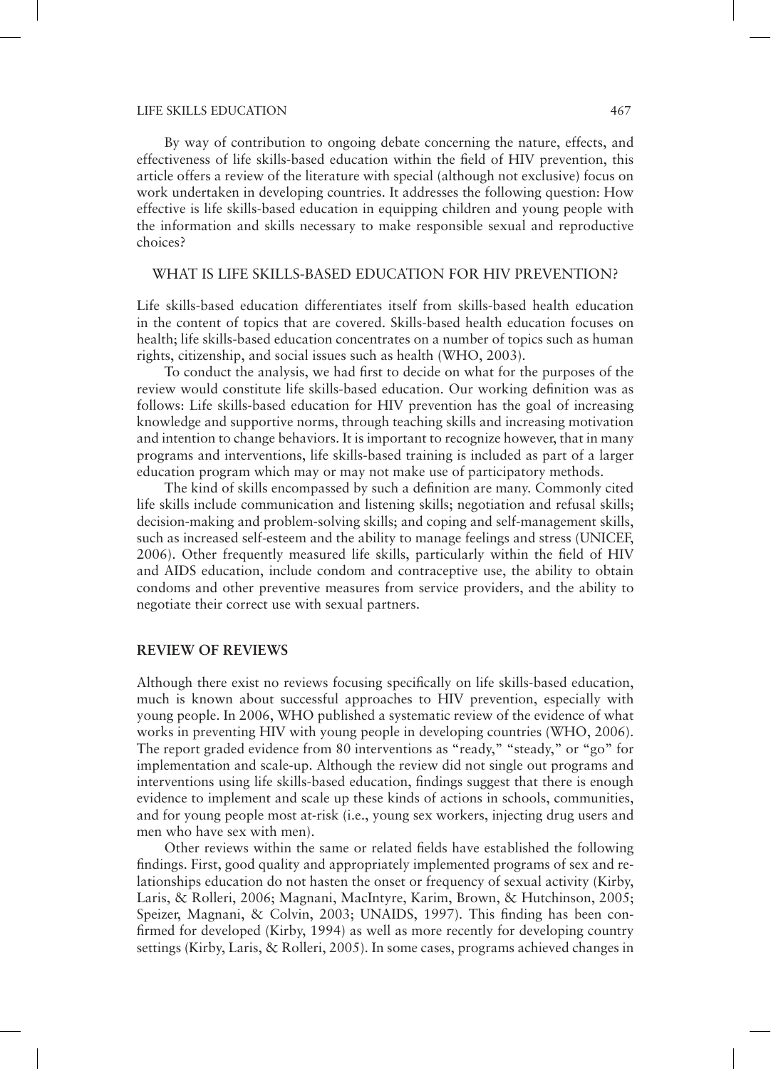By way of contribution to ongoing debate concerning the nature, effects, and effectiveness of life skills-based education within the field of HIV prevention, this article offers a review of the literature with special (although not exclusive) focus on work undertaken in developing countries. It addresses the following question: How effective is life skills-based education in equipping children and young people with the information and skills necessary to make responsible sexual and reproductive choices?

## WHAT IS LIFE SKILLS-BASED EDUCATION FOR HIV PREVENTION?

Life skills-based education differentiates itself from skills-based health education in the content of topics that are covered. Skills-based health education focuses on health; life skills-based education concentrates on a number of topics such as human rights, citizenship, and social issues such as health (WHO, 2003).

To conduct the analysis, we had first to decide on what for the purposes of the review would constitute life skills-based education. Our working definition was as follows: Life skills-based education for HIV prevention has the goal of increasing knowledge and supportive norms, through teaching skills and increasing motivation and intention to change behaviors. It is important to recognize however, that in many programs and interventions, life skills-based training is included as part of a larger education program which may or may not make use of participatory methods.

The kind of skills encompassed by such a definition are many. Commonly cited life skills include communication and listening skills; negotiation and refusal skills; decision-making and problem-solving skills; and coping and self-management skills, such as increased self-esteem and the ability to manage feelings and stress (UNICEF, 2006). Other frequently measured life skills, particularly within the field of HIV and AIDS education, include condom and contraceptive use, the ability to obtain condoms and other preventive measures from service providers, and the ability to negotiate their correct use with sexual partners.

## REVIEW OF REVIEWS

Although there exist no reviews focusing specifically on life skills-based education, much is known about successful approaches to HIV prevention, especially with young people. In 2006, WHO published a systematic review of the evidence of what works in preventing HIV with young people in developing countries (WHO, 2006). The report graded evidence from 80 interventions as "ready," "steady," or "go" for implementation and scale-up. Although the review did not single out programs and interventions using life skills-based education, findings suggest that there is enough evidence to implement and scale up these kinds of actions in schools, communities, and for young people most at-risk (i.e., young sex workers, injecting drug users and men who have sex with men).

Other reviews within the same or related fields have established the following findings. First, good quality and appropriately implemented programs of sex and relationships education do not hasten the onset or frequency of sexual activity (Kirby, Laris, & Rolleri, 2006; Magnani, MacIntyre, Karim, Brown, & Hutchinson, 2005; Speizer, Magnani, & Colvin, 2003; UNAIDS, 1997). This finding has been confirmed for developed (Kirby, 1994) as well as more recently for developing country settings (Kirby, Laris, & Rolleri, 2005). In some cases, programs achieved changes in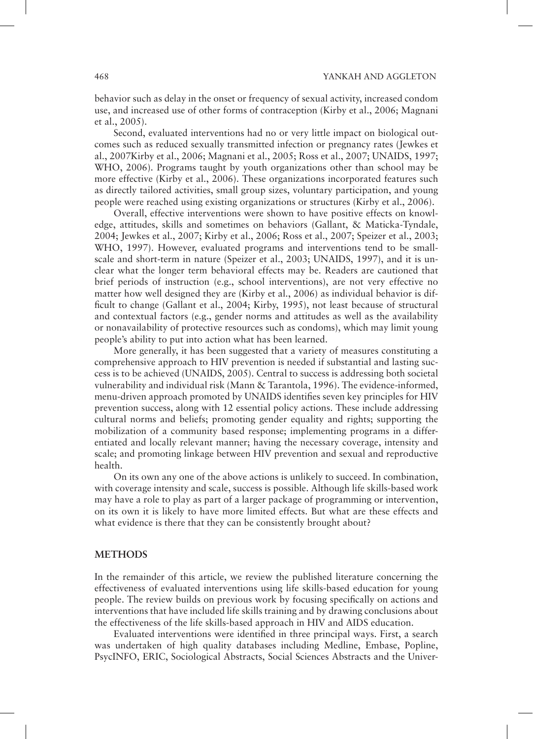behavior such as delay in the onset or frequency of sexual activity, increased condom use, and increased use of other forms of contraception (Kirby et al., 2006; Magnani et al., 2005).

Second, evaluated interventions had no or very little impact on biological outcomes such as reduced sexually transmitted infection or pregnancy rates (Jewkes et al., 2007Kirby et al., 2006; Magnani et al., 2005; Ross et al., 2007; UNAIDS, 1997; WHO, 2006). Programs taught by youth organizations other than school may be more effective (Kirby et al., 2006). These organizations incorporated features such as directly tailored activities, small group sizes, voluntary participation, and young people were reached using existing organizations or structures (Kirby et al., 2006).

Overall, effective interventions were shown to have positive effects on knowledge, attitudes, skills and sometimes on behaviors (Gallant, & Maticka-Tyndale, 2004; Jewkes et al., 2007; Kirby et al., 2006; Ross et al., 2007; Speizer et al., 2003; WHO, 1997). However, evaluated programs and interventions tend to be small-scale and short-term in nature (Speizer et al., 2003; UNAIDS, 1997), and it is unclear what the longer term behavioral effects may be. Readers are cautioned that brief periods of instruction (e.g., school interventions), are not very effective no matter how well designed they are (Kirby et al., 2006) as individual behavior is difficult to change (Gallant et al., 2004; Kirby, 1995), not least because of structural and contextual factors (e.g., gender norms and attitudes as well as the availability or nonavailability of protective resources such as condoms), which may limit young people's ability to put into action what has been learned.

More generally, it has been suggested that a variety of measures constituting a comprehensive approach to HIV prevention is needed if substantial and lasting success is to be achieved (UNAIDS, 2005). Central to success is addressing both societal vulnerability and individual risk (Mann & Tarantola, 1996). The evidence-informed, menu-driven approach promoted by UNAIDS identifies seven key principles for HIV prevention success, along with 12 essential policy actions. These include addressing cultural norms and beliefs; promoting gender equality and rights; supporting the mobilization of a community based response; implementing programs in a differentiated and locally relevant manner; having the necessary coverage, intensity and scale; and promoting linkage between HIV prevention and sexual and reproductive health.

On its own any one of the above actions is unlikely to succeed. In combination, with coverage intensity and scale, success is possible. Although life skills-based work may have a role to play as part of a larger package of programming or intervention, on its own it is likely to have more limited effects. But what are these effects and what evidence is there that they can be consistently brought about?

## METHODS

In the remainder of this article, we review the published literature concerning the effectiveness of evaluated interventions using life skills-based education for young people. The review builds on previous work by focusing specifically on actions and interventions that have included life skills training and by drawing conclusions about the effectiveness of the life skills-based approach in HIV and AIDS education.

Evaluated interventions were identified in three principal ways. First, a search was undertaken of high quality databases including Medline, Embase, Popline, PsycINFO, ERIC, Sociological Abstracts, Social Sciences Abstracts and the Univer-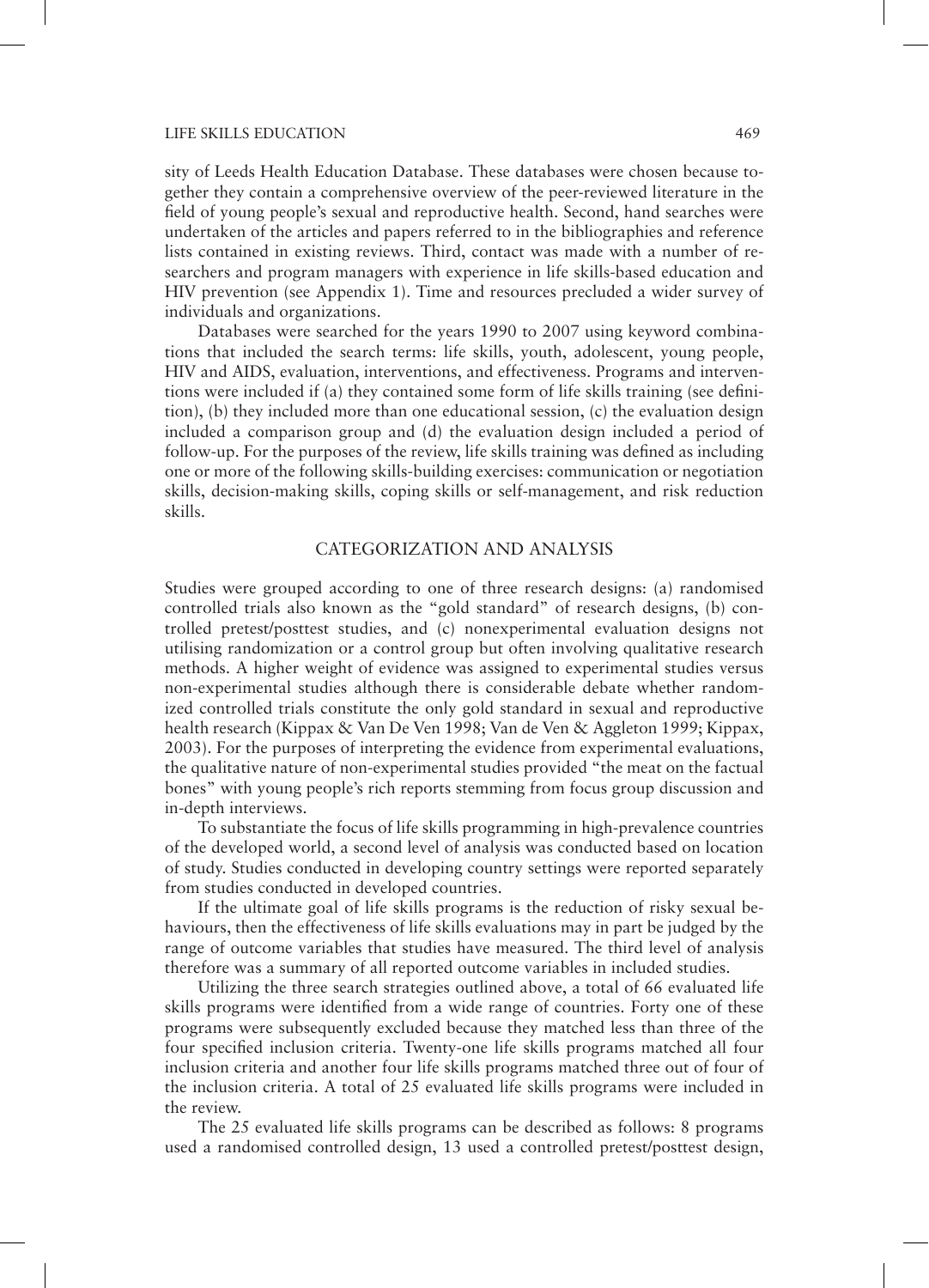sity of Leeds Health Education Database. These databases were chosen because together they contain a comprehensive overview of the peer-reviewed literature in the field of young people's sexual and reproductive health. Second, hand searches were undertaken of the articles and papers referred to in the bibliographies and reference lists contained in existing reviews. Third, contact was made with a number of researchers and program managers with experience in life skills-based education and HIV prevention (see Appendix 1). Time and resources precluded a wider survey of individuals and organizations.

Databases were searched for the years 1990 to 2007 using keyword combinations that included the search terms: life skills, youth, adolescent, young people, HIV and AIDS, evaluation, interventions, and effectiveness. Programs and interventions were included if (a) they contained some form of life skills training (see definition), (b) they included more than one educational session, (c) the evaluation design included a comparison group and (d) the evaluation design included a period of follow-up. For the purposes of the review, life skills training was defined as including one or more of the following skills-building exercises: communication or negotiation skills, decision-making skills, coping skills or self-management, and risk reduction skills.

## CATEGORIZATION AND ANALYSIS

Studies were grouped according to one of three research designs: (a) randomised controlled trials also known as the "gold standard" of research designs, (b) controlled pretest/posttest studies, and (c) nonexperimental evaluation designs not utilising randomization or a control group but often involving qualitative research methods. A higher weight of evidence was assigned to experimental studies versus non-experimental studies although there is considerable debate whether randomized controlled trials constitute the only gold standard in sexual and reproductive health research (Kippax & Van De Ven 1998; Van de Ven & Aggleton 1999; Kippax, 2003). For the purposes of interpreting the evidence from experimental evaluations, the qualitative nature of non-experimental studies provided "the meat on the factual bones" with young people's rich reports stemming from focus group discussion and in-depth interviews.

To substantiate the focus of life skills programming in high-prevalence countries of the developed world, a second level of analysis was conducted based on location of study. Studies conducted in developing country settings were reported separately from studies conducted in developed countries.

If the ultimate goal of life skills programs is the reduction of risky sexual behaviours, then the effectiveness of life skills evaluations may in part be judged by the range of outcome variables that studies have measured. The third level of analysis therefore was a summary of all reported outcome variables in included studies.

Utilizing the three search strategies outlined above, a total of 66 evaluated life skills programs were identified from a wide range of countries. Forty one of these programs were subsequently excluded because they matched less than three of the four specified inclusion criteria. Twenty-one life skills programs matched all four inclusion criteria and another four life skills programs matched three out of four of the inclusion criteria. A total of 25 evaluated life skills programs were included in the review.

The 25 evaluated life skills programs can be described as follows: 8 programs used a randomised controlled design, 13 used a controlled pretest/posttest design,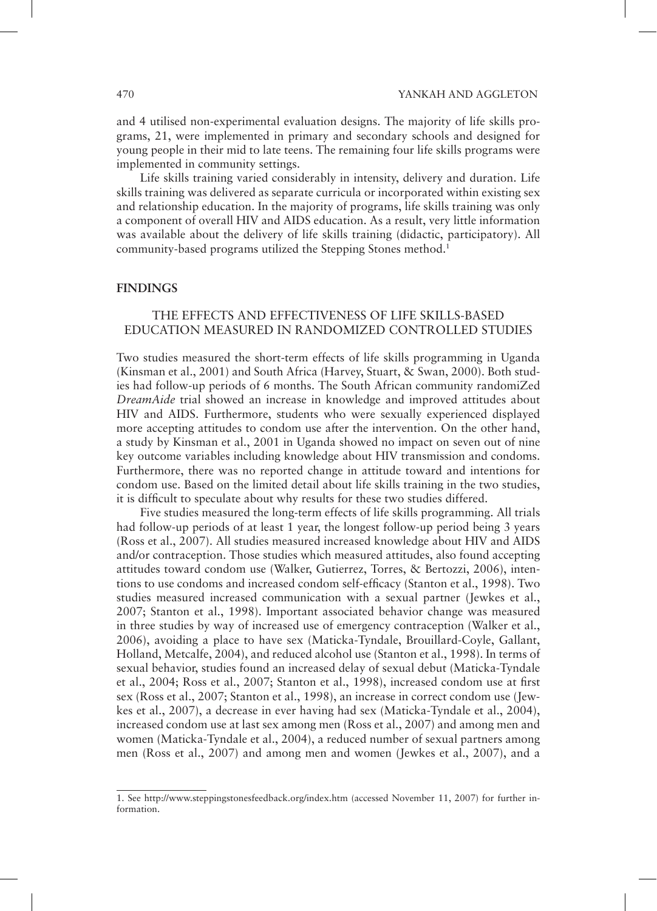and 4 utilised non-experimental evaluation designs. The majority of life skills programs, 21, were implemented in primary and secondary schools and designed for young people in their mid to late teens. The remaining four life skills programs were implemented in community settings.

Life skills training varied considerably in intensity, delivery and duration. Life skills training was delivered as separate curricula or incorporated within existing sex and relationship education. In the majority of programs, life skills training was only a component of overall HIV and AIDS education. As a result, very little information was available about the delivery of life skills training (didactic, participatory). All community-based programs utilized the Stepping Stones method.[1]

## FINDINGS

### THE EFFECTS AND EFFECTIVENESS OF LIFE SKILLS-BASED EDUCATION MEASURED IN RANDOMIZED CONTROLLED STUDIES

Two studies measured the short-term effects of life skills programming in Uganda (Kinsman et al., 2001) and South Africa (Harvey, Stuart, & Swan, 2000). Both studies had follow-up periods of 6 months. The South African community randomiZed *DreamAide* trial showed an increase in knowledge and improved attitudes about HIV and AIDS. Furthermore, students who were sexually experienced displayed more accepting attitudes to condom use after the intervention. On the other hand, a study by Kinsman et al., 2001 in Uganda showed no impact on seven out of nine key outcome variables including knowledge about HIV transmission and condoms. Furthermore, there was no reported change in attitude toward and intentions for condom use. Based on the limited detail about life skills training in the two studies, it is difficult to speculate about why results for these two studies differed.

Five studies measured the long-term effects of life skills programming. All trials had follow-up periods of at least 1 year, the longest follow-up period being 3 years (Ross et al., 2007). All studies measured increased knowledge about HIV and AIDS and/or contraception. Those studies which measured attitudes, also found accepting attitudes toward condom use (Walker, Gutierrez, Torres, & Bertozzi, 2006), intentions to use condoms and increased condom self-efficacy (Stanton et al., 1998). Two studies measured increased communication with a sexual partner (Jewkes et al., 2007; Stanton et al., 1998). Important associated behavior change was measured in three studies by way of increased use of emergency contraception (Walker et al., 2006), avoiding a place to have sex (Maticka-Tyndale, Brouillard-Coyle, Gallant, Holland, Metcalfe, 2004), and reduced alcohol use (Stanton et al., 1998). In terms of sexual behavior, studies found an increased delay of sexual debut (Maticka-Tyndale et al., 2004; Ross et al., 2007; Stanton et al., 1998), increased condom use at first sex (Ross et al., 2007; Stanton et al., 1998), an increase in correct condom use (Jewkes et al., 2007), a decrease in ever having had sex (Maticka-Tyndale et al., 2004), increased condom use at last sex among men (Ross et al., 2007) and among men and women (Maticka-Tyndale et al., 2004), a reduced number of sexual partners among men (Ross et al., 2007) and among men and women (Jewkes et al., 2007), and a

1. See http://www.steppingstonesfeedback.org/index.htm (accessed November 11, 2007) for further information.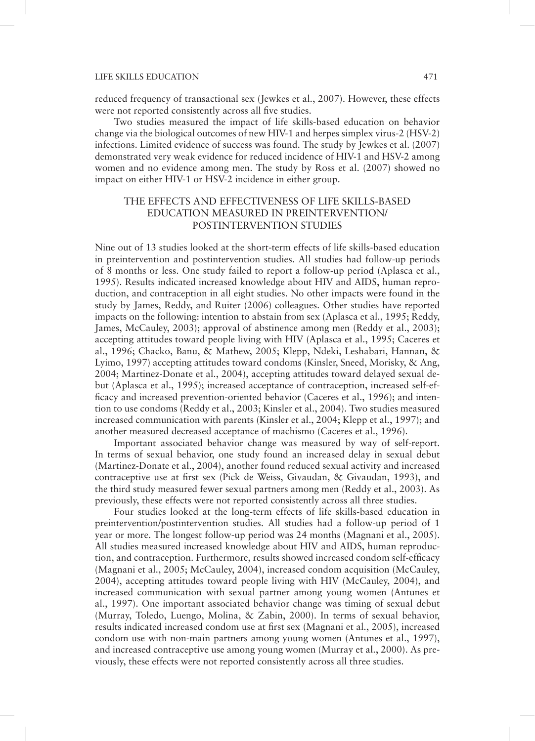reduced frequency of transactional sex (Jewkes et al., 2007). However, these effects were not reported consistently across all five studies.

Two studies measured the impact of life skills-based education on behavior change via the biological outcomes of new HIV-1 and herpes simplex virus-2 (HSV-2) infections. Limited evidence of success was found. The study by Jewkes et al. (2007) demonstrated very weak evidence for reduced incidence of HIV-1 and HSV-2 among women and no evidence among men. The study by Ross et al. (2007) showed no impact on either HIV-1 or HSV-2 incidence in either group.

## THE EFFECTS AND EFFECTIVENESS OF LIFE SKILLS-BASED EDUCATION MEASURED IN PREINTERVENTION/ POSTINTERVENTION STUDIES

Nine out of 13 studies looked at the short-term effects of life skills-based education in preintervention and postintervention studies. All studies had follow-up periods of 8 months or less. One study failed to report a follow-up period (Aplasca et al., 1995). Results indicated increased knowledge about HIV and AIDS, human reproduction, and contraception in all eight studies. No other impacts were found in the study by James, Reddy, and Ruiter (2006) colleagues. Other studies have reported impacts on the following: intention to abstain from sex (Aplasca et al., 1995; Reddy, James, McCauley, 2003); approval of abstinence among men (Reddy et al., 2003); accepting attitudes toward people living with HIV (Aplasca et al., 1995; Caceres et al., 1996; Chacko, Banu, & Mathew, 2005; Klepp, Ndeki, Leshabari, Hannan, & Lyimo, 1997) accepting attitudes toward condoms (Kinsler, Sneed, Morisky, & Ang, 2004; Martinez-Donate et al., 2004), accepting attitudes toward delayed sexual debut (Aplasca et al., 1995); increased acceptance of contraception, increased self-efficacy and increased prevention-oriented behavior (Caceres et al., 1996); and intention to use condoms (Reddy et al., 2003; Kinsler et al., 2004). Two studies measured increased communication with parents (Kinsler et al., 2004; Klepp et al., 1997); and another measured decreased acceptance of machismo (Caceres et al., 1996).

Important associated behavior change was measured by way of self-report. In terms of sexual behavior, one study found an increased delay in sexual debut (Martinez-Donate et al., 2004), another found reduced sexual activity and increased contraceptive use at first sex (Pick de Weiss, Givaudan, & Givaudan, 1993), and the third study measured fewer sexual partners among men (Reddy et al., 2003). As previously, these effects were not reported consistently across all three studies.

Four studies looked at the long-term effects of life skills-based education in preintervention/postintervention studies. All studies had a follow-up period of 1 year or more. The longest follow-up period was 24 months (Magnani et al., 2005). All studies measured increased knowledge about HIV and AIDS, human reproduction, and contraception. Furthermore, results showed increased condom self-efficacy (Magnani et al., 2005; McCauley, 2004), increased condom acquisition (McCauley, 2004), accepting attitudes toward people living with HIV (McCauley, 2004), and increased communication with sexual partner among young women (Antunes et al., 1997). One important associated behavior change was timing of sexual debut (Murray, Toledo, Luengo, Molina, & Zabin, 2000). In terms of sexual behavior, results indicated increased condom use at first sex (Magnani et al., 2005), increased condom use with non-main partners among young women (Antunes et al., 1997), and increased contraceptive use among young women (Murray et al., 2000). As previously, these effects were not reported consistently across all three studies.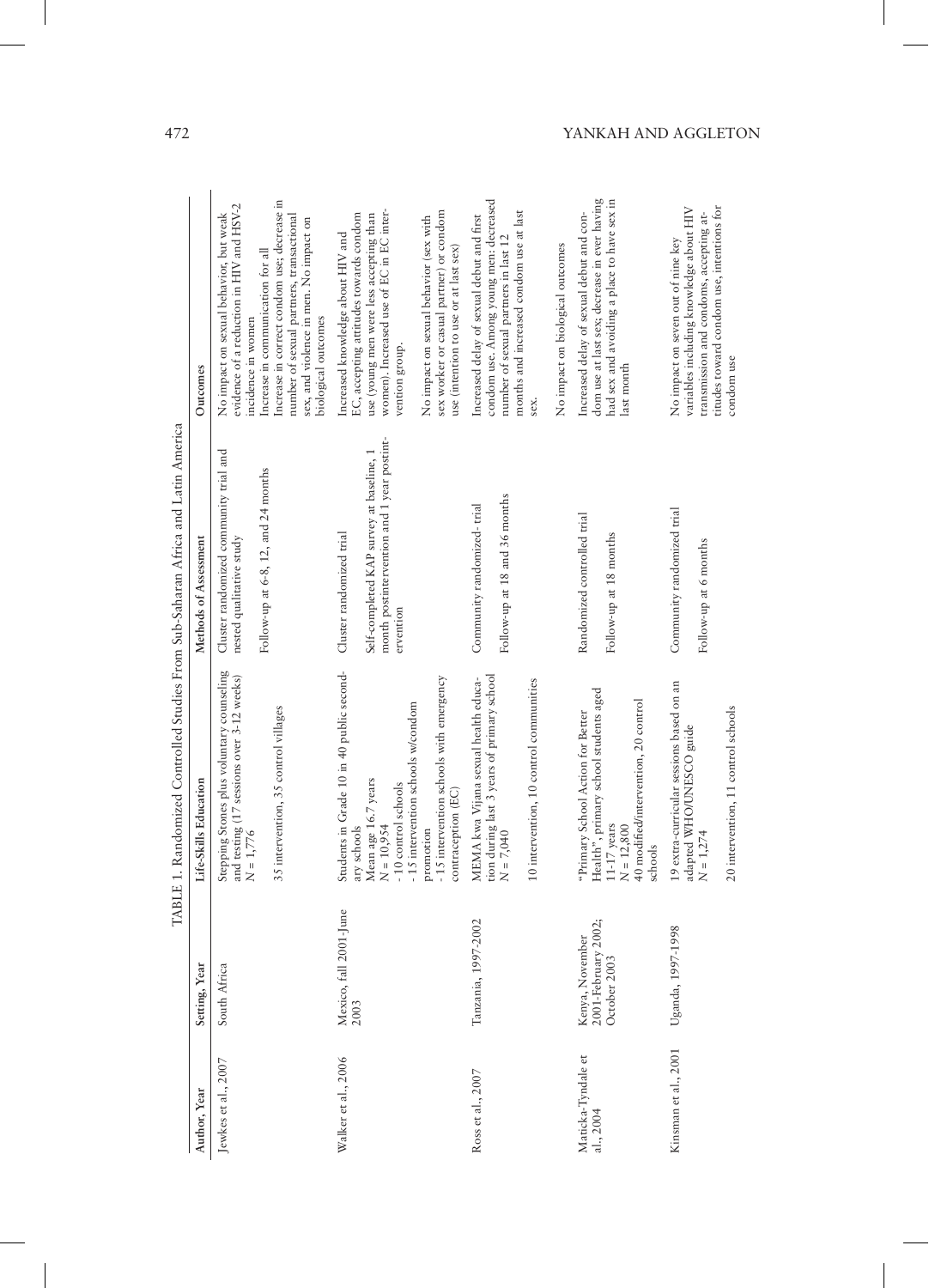TABLE 1. Randomized Controlled Studies From Sub-Saharan Africa and Latin America

| Author, Year | Setting, Year | Life-Skills Education | Methods of Assessment | Outcomes |
|---|---|---|---|---|
| Jewkes et al., 2007 | South Africa | Stepping Stones plus voluntary counseling and testing (17 sessions over 3-12 weeks)<br>N = 1,776<br>35 intervention, 35 control villages | Cluster randomized community trial and nested qualitative study<br>Follow-up at 6-8, 12, and 24 months | No impact on sexual behavior, but weak evidence of a reduction in HIV and HSV-2 incidence in women<br>Increase in communication for all<br>Increase in correct condom use; decrease in number of sexual partners, transactional sex, and violence in men. No impact on biological outcomes |
| Walker et al., 2006 | Mexico, fall 2001-June 2003 | Students in Grade 10 in 40 public secondary schools<br>Mean age 16.7 years<br>N = 10,954<br>- 10 control schools<br>- 15 intervention schools w/condom promotion<br>- 15 intervention schools with emergency contraception (EC) | Cluster randomized trial<br>Self-completed KAP survey at baseline, 1 month postintervention and 1 year postintervention | Increased knowledge about HIV and EC, accepting attitudes towards condom use (young men were less accepting than women). Increased use of EC in EC intervention group.<br>No impact on sexual behavior (sex with sex worker or casual partner) or condom use (intention to use or at last sex) |
| Ross et al., 2007 | Tanzania, 1997-2002 | MEMA kwa Vijana sexual health education during last 3 years of primary school<br>N = 7,040<br>10 intervention, 10 control communities | Community randomized- trial<br>Follow-up at 18 and 36 months | Increased delay of sexual debut and first condom use. Among young men: decreased number of sexual partners in last 12 months and increased condom use at last sex.<br>No impact on biological outcomes |
| Maticka-Tyndale et al., 2004 | Kenya, November 2001-February 2002; October 2003 | "Primary School Action for Better Health", primary school students aged 11-17 years<br>N = 12,800<br>40 modified/intervention, 20 control schools | Randomized controlled trial<br>Follow-up at 18 months | Increased delay of sexual debut and condom use at last sex; decrease in ever having had sex and avoiding a place to have sex in last month |
| Kinsman et al., 2001 | Uganda, 1997-1998 | 19 extra-curricular sessions based on an adapted WHO/UNESCO guide<br>N = 1,274<br>20 intervention, 11 control schools | Community randomized trial<br>Follow-up at 6 months | No impact on seven out of nine key variables including knowledge about HIV transmission and condoms, accepting attitudes toward condom use, intentions for condom use |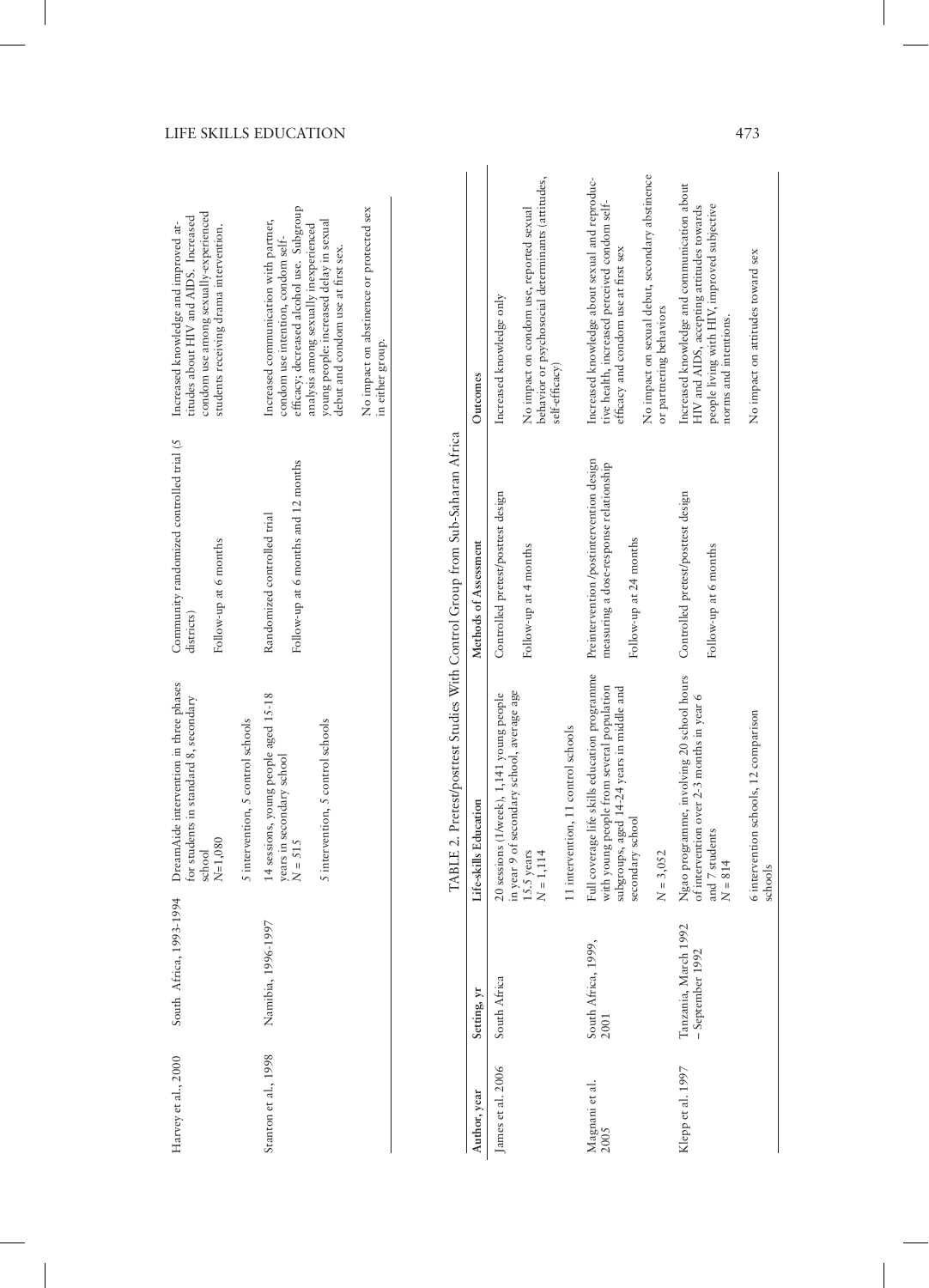| | | | | |
|---|---|---|---|---|
| Harvey et al., 2000 | South Africa, 1993-1994 | DreamAide intervention in three phases for students in standard 8, secondary school N=1,080<br><br>5 intervention, 5 control schools | Community randomized controlled trial (5 districts)<br><br>Follow-up at 6 months | Increased knowledge and improved attitudes about HIV and AIDS. Increased condom use among sexually-experienced students receiving drama intervention. |
| Stanton et al., 1998 | Namibia, 1996-1997 | 14 sessions, young people aged 15-18 years in secondary school N = 515<br><br>5 intervention, 5 control schools | Randomized controlled trial<br><br>Follow-up at 6 months and 12 months | Increased communication with partner, condom use intention, condom self-efficacy; decreased alcohol use. Subgroup analysis among sexually inexperienced young people: increased delay in sexual debut and condom use at first sex.<br><br>No impact on abstinence or protected sex in either group. |

TABLE 2. Pretest/posttest Studies With Control Group from Sub-Saharan Africa

| Author, year | Setting, yr | Life-skills Education | Methods of Assessment | Outcomes |
|---|---|---|---|---|
| James et al. 2006 | South Africa | 20 sessions (1/week), 1,141 young people in year 9 of secondary school, average age 15.5 years N = 1,114<br><br>11 intervention, 11 control schools | Controlled pretest/posttest design<br><br>Follow-up at 4 months | Increased knowledge only<br><br>No impact on condom use, reported sexual behavior or psychosocial determinants (attitudes, self-efficacy) |
| Magnani et al. 2005 | South Africa, 1999, 2001 | Full coverage life skills education programme with young people from several population subgroups, aged 14-24 years in middle and secondary school<br><br>N = 3,052 | Preintervention /postintervention design measuring a dose-response relationship<br><br>Follow-up at 24 months | Increased knowledge about sexual and reproductive health, increased perceived condom self-efficacy and condom use at first sex<br><br>No impact on sexual debut, secondary abstinence or partnering behaviors |
| Klepp et al. 1997 | Tanzania, March 1992 – September 1992 | Ngao programme, involving 20 school hours of intervention over 2-3 months in year 6 and 7 students N = 814<br><br>6 intervention schools, 12 comparison schools | Controlled pretest/posttest design<br><br>Follow-up at 6 months | Increased knowledge and communication about HIV and AIDS, accepting attitudes towards people living with HIV, improved subjective norms and intentions.<br><br>No impact on attitudes toward sex |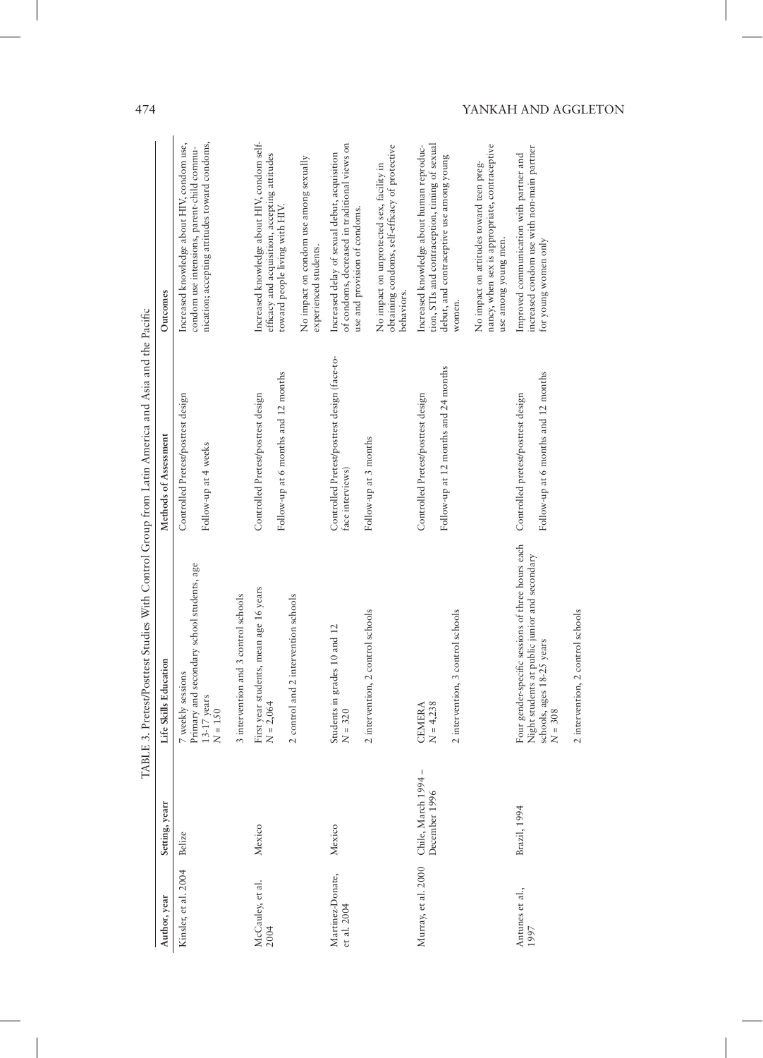TABLE 3. Pretest/Posttest Studies With Control Group from Latin America and Asia and the Pacific

| Author, year | Setting, yearr | Life Skills Education | Methods of Assessment | Outcomes |
|---|---|---|---|---|
| Kinsler, et al. 2004 | Belize | 7 weekly sessions<br>Primary and secondary school students, age 13-17 years<br>N = 150<br>3 intervention and 3 control schools | Controlled Pretest/posttest design<br>Follow-up at 4 weeks | Increased knowledge about HIV, condom use, condom use intensions, parent-child communication; accepting attitudes toward condoms, |
| McCauley, et al. 2004 | Mexico | First year students, mean age 16 years<br>N = 2,064<br>2 control and 2 intervention schools | Controlled Pretest/posttest design<br>Follow-up at 6 months and 12 months | Increased knowledge about HIV, condom self-efficacy and acquisition, accepting attitudes toward people living with HIV.<br>No impact on condom use among sexually experienced students. |
| Martinez-Donate, et al. 2004 | Mexico | Students in grades 10 and 12<br>N = 320<br>2 intervention, 2 control schools | Controlled Pretest/posttest design (face-to-face interviews)<br>Follow-up at 3 months | Increased delay of sexual debut, acquisition of condoms, decreased in traditional views on use and provision of condoms.<br>No impact on unprotected sex, facility in obtaining condoms, self-efficacy of protective behaviors. |
| Murray, et al. 2000 | Chile, March 1994 – December 1996 | CEMERA<br>N = 4,238<br>2 intervention, 3 control schools | Controlled Pretest/posttest design<br>Follow-up at 12 months and 24 months | Increased knowledge about human reproduction, STIs and contraception, timing of sexual debut, and contraceptive use among young women.<br>No impact on attitudes toward teen pregnancy, when sex is appropriate, contraceptive use among young men. |
| Antunes et al., 1997 | Brazil, 1994 | Four gender-specific sessions of three hours each<br>Night students at public junior and secondary schools, ages 18-25 years<br>N = 308<br>2 intervention, 2 control schools | Controlled pretest/posttest design<br>Follow-up at 6 months and 12 months | Improved communication with partner and increased condom use with non-main partner for young women only |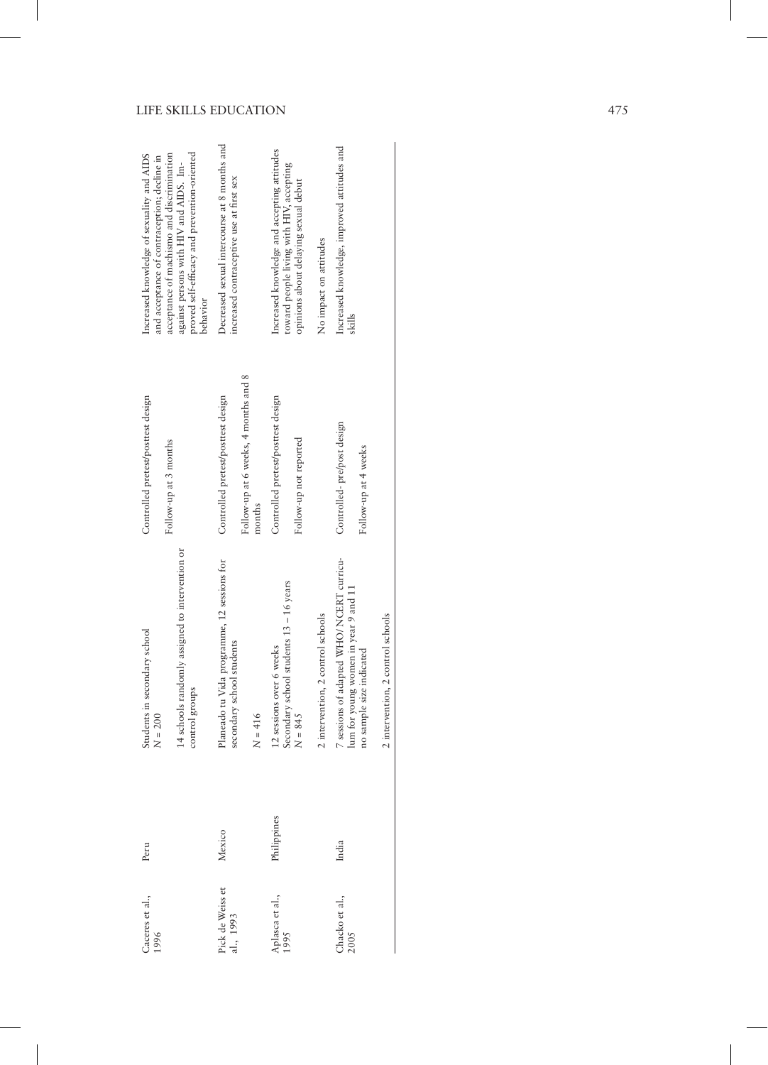| | | | | |
|---|---|---|---|---|
| Caceres et al., 1996 | Peru | Students in secondary school<br>N = 200<br>14 schools randomly assigned to intervention or control groups | Controlled pretest/posttest design<br>Follow-up at 3 months | Increased knowledge of sexuality and AIDS and acceptance of contraception; decline in acceptance of machismo and discrimination against persons with HIV and AIDS. Improved self-efficacy and prevention-oriented behavior |
| Pick de Weiss et al., 1993 | Mexico | Planeado tu Vida programme, 12 sessions for secondary school students<br>N = 416 | Controlled pretest/posttest design<br>Follow-up at 6 weeks, 4 months and 8 months | Decreased sexual intercourse at 8 months and increased contraceptive use at first sex |
| Aplasca et al., 1995 | Philippines | 12 sessions over 6 weeks<br>Secondary school students 13 – 16 years<br>N = 845<br>2 intervention, 2 control schools | Controlled pretest/posttest design<br>Follow-up not reported | Increased knowledge and accepting attitudes toward people living with HIV, accepting opinions about delaying sexual debut<br>No impact on attitudes |
| Chacko et al., 2005 | India | 7 sessions of adapted WHO/ NCERT curriculum for young women in year 9 and 11<br>no sample size indicated<br>2 intervention, 2 control schools | Controlled- pre/post design<br>Follow-up at 4 weeks | Increased knowledge, improved attitudes and skills |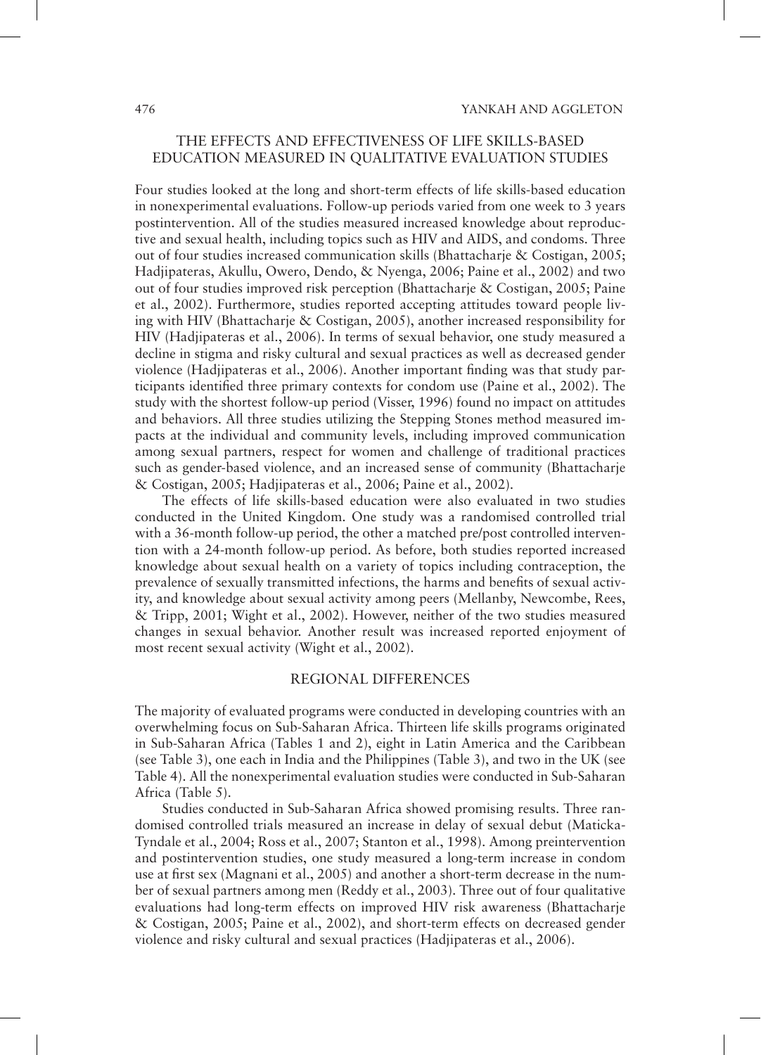## THE EFFECTS AND EFFECTIVENESS OF LIFE SKILLS-BASED EDUCATION MEASURED IN QUALITATIVE EVALUATION STUDIES

Four studies looked at the long and short-term effects of life skills-based education in nonexperimental evaluations. Follow-up periods varied from one week to 3 years postintervention. All of the studies measured increased knowledge about reproductive and sexual health, including topics such as HIV and AIDS, and condoms. Three out of four studies increased communication skills (Bhattacharje & Costigan, 2005; Hadjipateras, Akullu, Owero, Dendo, & Nyenga, 2006; Paine et al., 2002) and two out of four studies improved risk perception (Bhattacharje & Costigan, 2005; Paine et al., 2002). Furthermore, studies reported accepting attitudes toward people living with HIV (Bhattacharje & Costigan, 2005), another increased responsibility for HIV (Hadjipateras et al., 2006). In terms of sexual behavior, one study measured a decline in stigma and risky cultural and sexual practices as well as decreased gender violence (Hadjipateras et al., 2006). Another important finding was that study participants identified three primary contexts for condom use (Paine et al., 2002). The study with the shortest follow-up period (Visser, 1996) found no impact on attitudes and behaviors. All three studies utilizing the Stepping Stones method measured impacts at the individual and community levels, including improved communication among sexual partners, respect for women and challenge of traditional practices such as gender-based violence, and an increased sense of community (Bhattacharje & Costigan, 2005; Hadjipateras et al., 2006; Paine et al., 2002).

The effects of life skills-based education were also evaluated in two studies conducted in the United Kingdom. One study was a randomised controlled trial with a 36-month follow-up period, the other a matched pre/post controlled intervention with a 24-month follow-up period. As before, both studies reported increased knowledge about sexual health on a variety of topics including contraception, the prevalence of sexually transmitted infections, the harms and benefits of sexual activity, and knowledge about sexual activity among peers (Mellanby, Newcombe, Rees, & Tripp, 2001; Wight et al., 2002). However, neither of the two studies measured changes in sexual behavior. Another result was increased reported enjoyment of most recent sexual activity (Wight et al., 2002).

## REGIONAL DIFFERENCES

The majority of evaluated programs were conducted in developing countries with an overwhelming focus on Sub-Saharan Africa. Thirteen life skills programs originated in Sub-Saharan Africa (Tables 1 and 2), eight in Latin America and the Caribbean (see Table 3), one each in India and the Philippines (Table 3), and two in the UK (see Table 4). All the nonexperimental evaluation studies were conducted in Sub-Saharan Africa (Table 5).

Studies conducted in Sub-Saharan Africa showed promising results. Three randomised controlled trials measured an increase in delay of sexual debut (Maticka-Tyndale et al., 2004; Ross et al., 2007; Stanton et al., 1998). Among preintervention and postintervention studies, one study measured a long-term increase in condom use at first sex (Magnani et al., 2005) and another a short-term decrease in the number of sexual partners among men (Reddy et al., 2003). Three out of four qualitative evaluations had long-term effects on improved HIV risk awareness (Bhattacharje & Costigan, 2005; Paine et al., 2002), and short-term effects on decreased gender violence and risky cultural and sexual practices (Hadjipateras et al., 2006).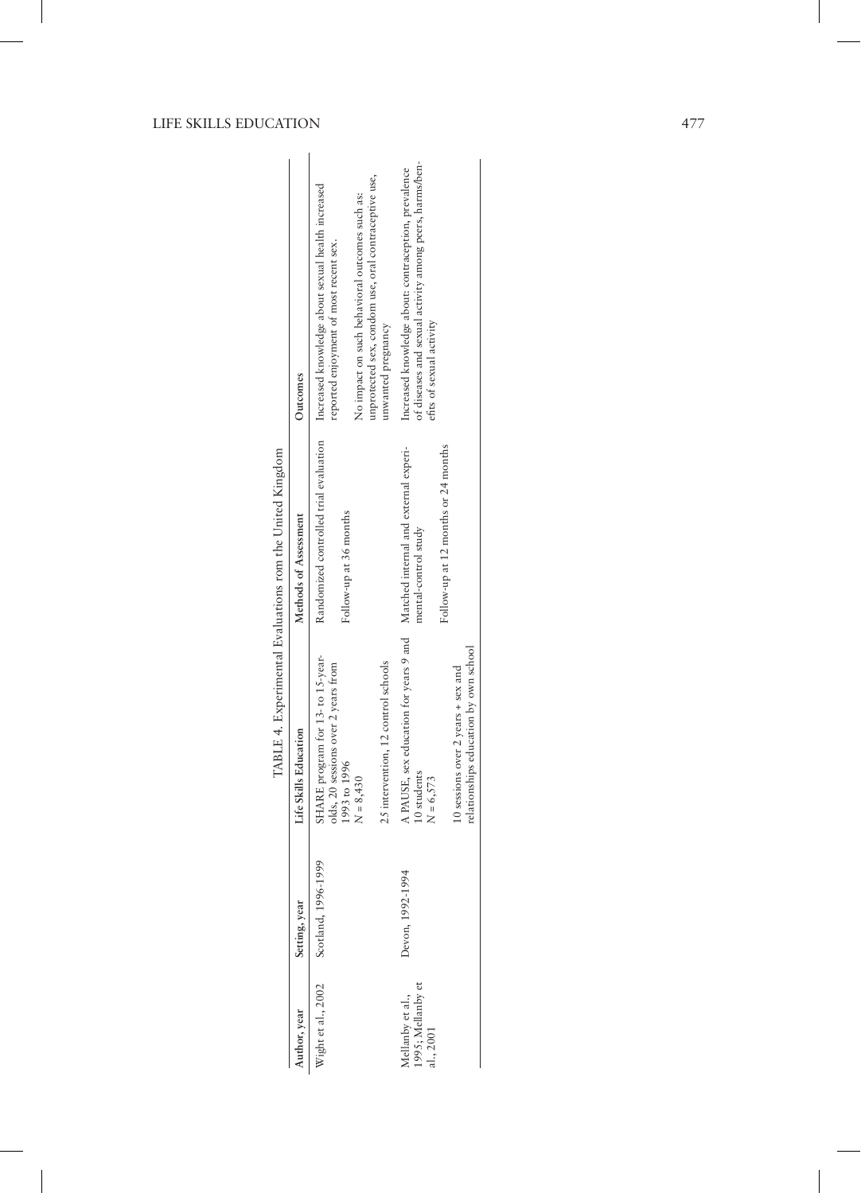TABLE 4. Experimental Evaluations rom the United Kingdom

| Author, year | Setting, year | Life Skills Education | Methods of Assessment | Outcomes |
|---|---|---|---|---|
| Wight et al., 2002 | Scotland, 1996-1999 | SHARE program for 13- to 15-year-olds, 20 sessions over 2 years from 1993 to 1996<br>N = 8,430<br><br>25 intervention, 12 control schools | Randomized controlled trial evaluation<br><br>Follow-up at 36 months | Increased knowledge about sexual health increased reported enjoyment of most recent sex.<br><br>No impact on such behavioral outcomes such as: unprotected sex, condom use, oral contraceptive use, unwanted pregnancy |
| Mellanby et al., 1995; Mellanby et al., 2001 | Devon, 1992-1994 | A PAUSE, sex education for years 9 and 10 students<br>N = 6,573<br><br>10 sessions over 2 years + sex and relationships education by own school | Matched internal and external experimental-control study<br><br>Follow-up at 12 months or 24 months | Increased knowledge about: contraception, prevalence of diseases and sexual activity among peers, harms/benefits of sexual activity |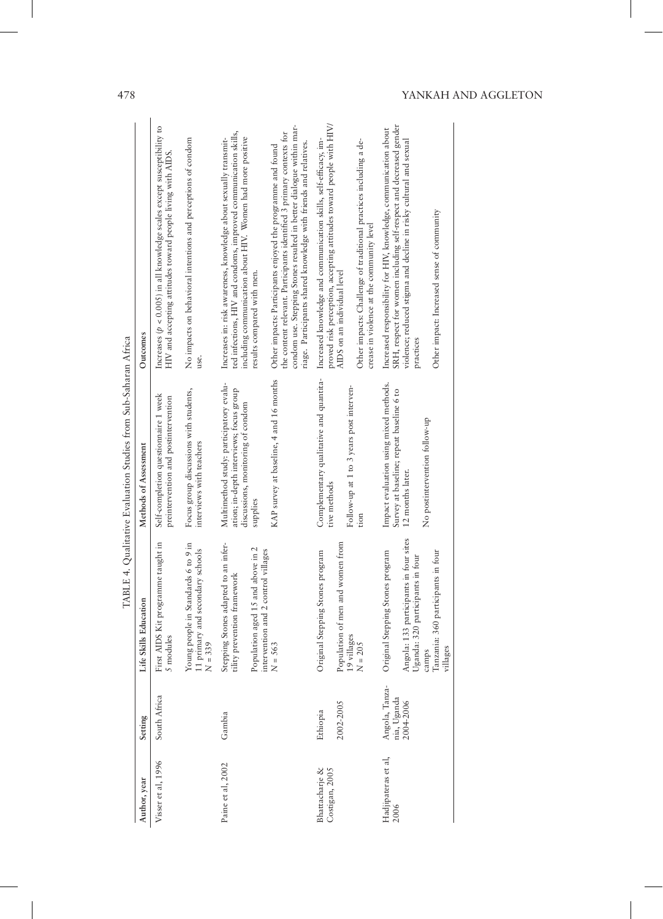TABLE 4. Qualitative Evaluation Studies from Sub-Saharan Africa

| Author, year | Setting | Life Skills Education | Methods of Assessment | Outcomes |
|---|---|---|---|---|
| Visser et al, 1996 | South Africa | First AIDS Kit programme taught in 5 modules | Self-completion questionnaire 1 week preintervention and postintervention | Increases ($p < 0.005$) in all knowledge scales except susceptibility to HIV and accepting attitudes toward people living with AIDS. |
| | | Young people in Standards 6 to 9 in 11 primary and secondary schools N = 339 | Focus group discussions with students, interviews with teachers | No impacts on behavioral intentions and perceptions of condom use. |
| Paine et al, 2002 | Gambia | Stepping Stones adapted to an infertility prevention framework | Multimethod study: participatory evaluation; in-depth interviews; focus group discussions, monitoring of condom supplies | Increases in: risk awareness, knowledge about sexually transmitted infections, HIV and condoms, improved communication skills, including communication about HIV. Women had more positive results compared with men. |
| | | Population aged 15 and above in 2 intervention and 2 control villages N = 563 | KAP survey at baseline, 4 and 16 months | Other impacts: Participants enjoyed the programme and found the content relevant. Participants identified 3 primary contexts for condom use. Stepping Stones resulted in better dialogue within marriage. Participants shared knowledge with friends and relatives. |
| Bhattacharje & Costigan, 2005 | Ethiopia 2002-2005 | Original Stepping Stones program | Complementary qualitative and quantitative methods | Increased knowledge and communication skills, self-efficacy, improved risk perception, accepting attitudes toward people with HIV/AIDS on an individual level |
| | | Population of men and women from 19 villages N = 205 | Follow-up at 1 to 3 years post intervention | Other impacts: Challenge of traditional practices including a decrease in violence at the community level |
| Hadjipateras et al, 2006 | Angola, Tanzania, Uganda 2004-2006 | Original Stepping Stones program | Impact evaluation using mixed methods. Survey at baseline; repeat baseline 6 to 12 months later. | Increased responsibility for HIV, knowledge, communication about SRH, respect for women including self-respect and decreased gender violence; reduced stigma and decline in risky cultural and sexual practices |
| | | Angola: 133 participants in four sites Uganda: 320 participants in four camps Tanzania: 360 participants in four villages | No postintervention follow-up | Other impact: Increased sense of community |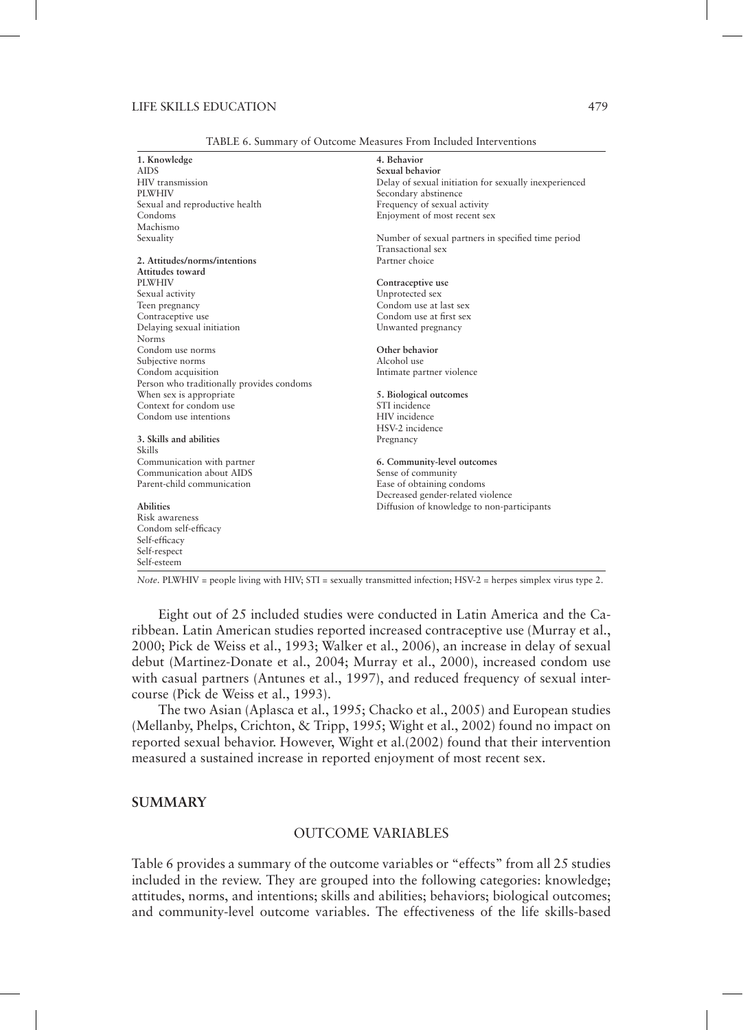TABLE 6. Summary of Outcome Measures From Included Interventions

| | |
|---|---|
| **1. Knowledge** | **4. Behavior** |
| AIDS | **Sexual behavior** |
| HIV transmission | Delay of sexual initiation for sexually inexperienced |
| PLWHIV | Secondary abstinence |
| Sexual and reproductive health | Frequency of sexual activity |
| Condoms | Enjoyment of most recent sex |
| Machismo | |
| Sexuality | Number of sexual partners in specified time period |
| | Transactional sex |
| **2. Attitudes/norms/intentions** | Partner choice |
| **Attitudes toward** | |
| PLWHIV | **Contraceptive use** |
| Sexual activity | Unprotected sex |
| Teen pregnancy | Condom use at last sex |
| Contraceptive use | Condom use at first sex |
| Delaying sexual initiation | Unwanted pregnancy |
| Norms | |
| Condom use norms | **Other behavior** |
| Subjective norms | Alcohol use |
| Condom acquisition | Intimate partner violence |
| Person who traditionally provides condoms | |
| When sex is appropriate | **5. Biological outcomes** |
| Context for condom use | STI incidence |
| Condom use intentions | HIV incidence |
| | HSV-2 incidence |
| **3. Skills and abilities** | Pregnancy |
| Skills | |
| Communication with partner | **6. Community-level outcomes** |
| Communication about AIDS | Sense of community |
| Parent-child communication | Ease of obtaining condoms |
| | Decreased gender-related violence |
| **Abilities** | Diffusion of knowledge to non-participants |
| Risk awareness | |
| Condom self-efficacy | |
| Self-efficacy | |
| Self-respect | |
| Self-esteem | |

*Note*. PLWHIV = people living with HIV; STI = sexually transmitted infection; HSV-2 = herpes simplex virus type 2.

Eight out of 25 included studies were conducted in Latin America and the Caribbean. Latin American studies reported increased contraceptive use (Murray et al., 2000; Pick de Weiss et al., 1993; Walker et al., 2006), an increase in delay of sexual debut (Martinez-Donate et al., 2004; Murray et al., 2000), increased condom use with casual partners (Antunes et al., 1997), and reduced frequency of sexual intercourse (Pick de Weiss et al., 1993).

The two Asian (Aplasca et al., 1995; Chacko et al., 2005) and European studies (Mellanby, Phelps, Crichton, & Tripp, 1995; Wight et al., 2002) found no impact on reported sexual behavior. However, Wight et al.(2002) found that their intervention measured a sustained increase in reported enjoyment of most recent sex.

## SUMMARY

### OUTCOME VARIABLES

Table 6 provides a summary of the outcome variables or "effects" from all 25 studies included in the review. They are grouped into the following categories: knowledge; attitudes, norms, and intentions; skills and abilities; behaviors; biological outcomes; and community-level outcome variables. The effectiveness of the life skills-based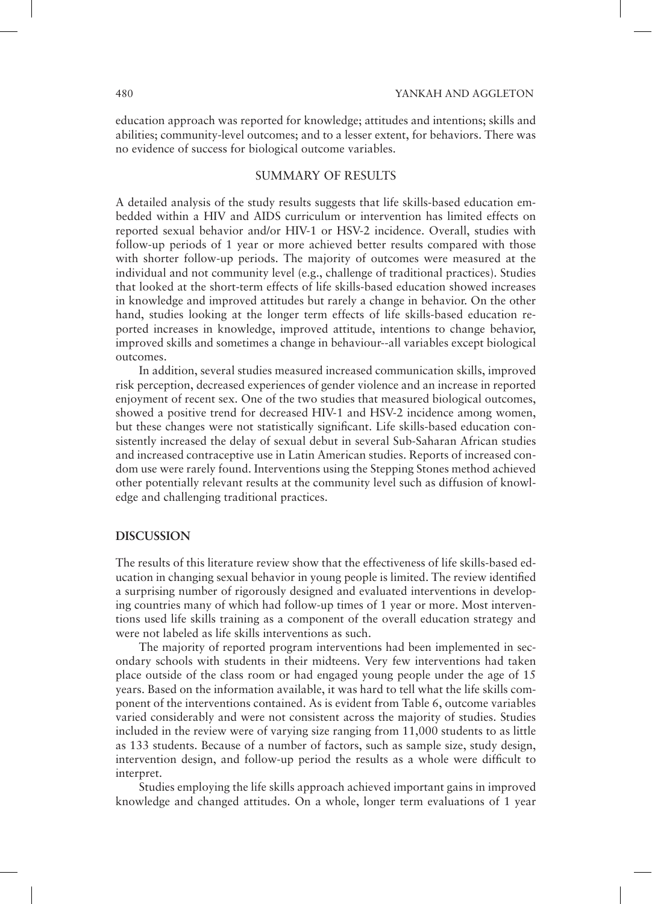education approach was reported for knowledge; attitudes and intentions; skills and abilities; community-level outcomes; and to a lesser extent, for behaviors. There was no evidence of success for biological outcome variables.

## SUMMARY OF RESULTS

A detailed analysis of the study results suggests that life skills-based education embedded within a HIV and AIDS curriculum or intervention has limited effects on reported sexual behavior and/or HIV-1 or HSV-2 incidence. Overall, studies with follow-up periods of 1 year or more achieved better results compared with those with shorter follow-up periods. The majority of outcomes were measured at the individual and not community level (e.g., challenge of traditional practices). Studies that looked at the short-term effects of life skills-based education showed increases in knowledge and improved attitudes but rarely a change in behavior. On the other hand, studies looking at the longer term effects of life skills-based education reported increases in knowledge, improved attitude, intentions to change behavior, improved skills and sometimes a change in behaviour--all variables except biological outcomes.

In addition, several studies measured increased communication skills, improved risk perception, decreased experiences of gender violence and an increase in reported enjoyment of recent sex. One of the two studies that measured biological outcomes, showed a positive trend for decreased HIV-1 and HSV-2 incidence among women, but these changes were not statistically significant. Life skills-based education consistently increased the delay of sexual debut in several Sub-Saharan African studies and increased contraceptive use in Latin American studies. Reports of increased condom use were rarely found. Interventions using the Stepping Stones method achieved other potentially relevant results at the community level such as diffusion of knowledge and challenging traditional practices.

## DISCUSSION

The results of this literature review show that the effectiveness of life skills-based education in changing sexual behavior in young people is limited. The review identified a surprising number of rigorously designed and evaluated interventions in developing countries many of which had follow-up times of 1 year or more. Most interventions used life skills training as a component of the overall education strategy and were not labeled as life skills interventions as such.

The majority of reported program interventions had been implemented in secondary schools with students in their midteens. Very few interventions had taken place outside of the class room or had engaged young people under the age of 15 years. Based on the information available, it was hard to tell what the life skills component of the interventions contained. As is evident from Table 6, outcome variables varied considerably and were not consistent across the majority of studies. Studies included in the review were of varying size ranging from 11,000 students to as little as 133 students. Because of a number of factors, such as sample size, study design, intervention design, and follow-up period the results as a whole were difficult to interpret.

Studies employing the life skills approach achieved important gains in improved knowledge and changed attitudes. On a whole, longer term evaluations of 1 year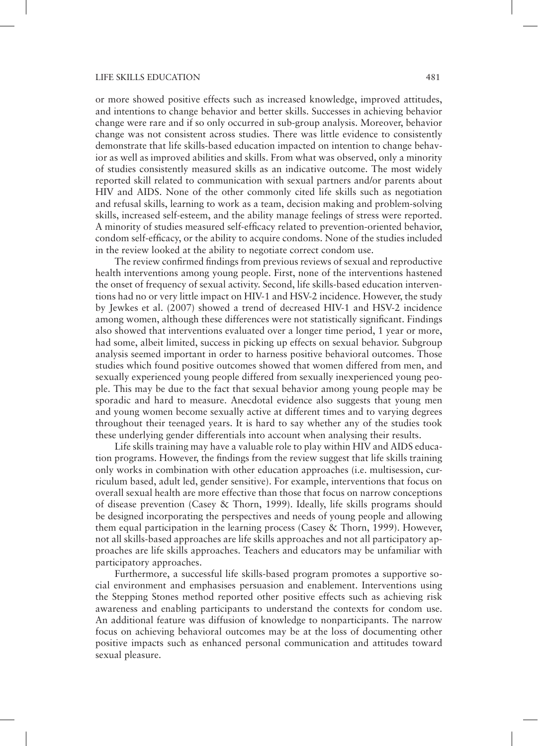or more showed positive effects such as increased knowledge, improved attitudes, and intentions to change behavior and better skills. Successes in achieving behavior change were rare and if so only occurred in sub-group analysis. Moreover, behavior change was not consistent across studies. There was little evidence to consistently demonstrate that life skills-based education impacted on intention to change behavior as well as improved abilities and skills. From what was observed, only a minority of studies consistently measured skills as an indicative outcome. The most widely reported skill related to communication with sexual partners and/or parents about HIV and AIDS. None of the other commonly cited life skills such as negotiation and refusal skills, learning to work as a team, decision making and problem-solving skills, increased self-esteem, and the ability manage feelings of stress were reported. A minority of studies measured self-efficacy related to prevention-oriented behavior, condom self-efficacy, or the ability to acquire condoms. None of the studies included in the review looked at the ability to negotiate correct condom use.

The review confirmed findings from previous reviews of sexual and reproductive health interventions among young people. First, none of the interventions hastened the onset of frequency of sexual activity. Second, life skills-based education interventions had no or very little impact on HIV-1 and HSV-2 incidence. However, the study by Jewkes et al. (2007) showed a trend of decreased HIV-1 and HSV-2 incidence among women, although these differences were not statistically significant. Findings also showed that interventions evaluated over a longer time period, 1 year or more, had some, albeit limited, success in picking up effects on sexual behavior. Subgroup analysis seemed important in order to harness positive behavioral outcomes. Those studies which found positive outcomes showed that women differed from men, and sexually experienced young people differed from sexually inexperienced young people. This may be due to the fact that sexual behavior among young people may be sporadic and hard to measure. Anecdotal evidence also suggests that young men and young women become sexually active at different times and to varying degrees throughout their teenaged years. It is hard to say whether any of the studies took these underlying gender differentials into account when analysing their results.

Life skills training may have a valuable role to play within HIV and AIDS education programs. However, the findings from the review suggest that life skills training only works in combination with other education approaches (i.e. multisession, curriculum based, adult led, gender sensitive). For example, interventions that focus on overall sexual health are more effective than those that focus on narrow conceptions of disease prevention (Casey & Thorn, 1999). Ideally, life skills programs should be designed incorporating the perspectives and needs of young people and allowing them equal participation in the learning process (Casey & Thorn, 1999). However, not all skills-based approaches are life skills approaches and not all participatory approaches are life skills approaches. Teachers and educators may be unfamiliar with participatory approaches.

Furthermore, a successful life skills-based program promotes a supportive social environment and emphasises persuasion and enablement. Interventions using the Stepping Stones method reported other positive effects such as achieving risk awareness and enabling participants to understand the contexts for condom use. An additional feature was diffusion of knowledge to nonparticipants. The narrow focus on achieving behavioral outcomes may be at the loss of documenting other positive impacts such as enhanced personal communication and attitudes toward sexual pleasure.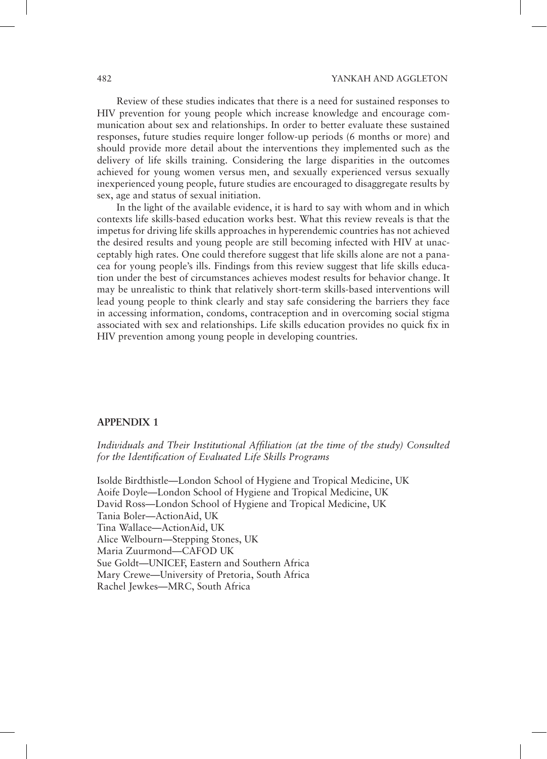Review of these studies indicates that there is a need for sustained responses to HIV prevention for young people which increase knowledge and encourage communication about sex and relationships. In order to better evaluate these sustained responses, future studies require longer follow-up periods (6 months or more) and should provide more detail about the interventions they implemented such as the delivery of life skills training. Considering the large disparities in the outcomes achieved for young women versus men, and sexually experienced versus sexually inexperienced young people, future studies are encouraged to disaggregate results by sex, age and status of sexual initiation.

In the light of the available evidence, it is hard to say with whom and in which contexts life skills-based education works best. What this review reveals is that the impetus for driving life skills approaches in hyperendemic countries has not achieved the desired results and young people are still becoming infected with HIV at unacceptably high rates. One could therefore suggest that life skills alone are not a panacea for young people's ills. Findings from this review suggest that life skills education under the best of circumstances achieves modest results for behavior change. It may be unrealistic to think that relatively short-term skills-based interventions will lead young people to think clearly and stay safe considering the barriers they face in accessing information, condoms, contraception and in overcoming social stigma associated with sex and relationships. Life skills education provides no quick fix in HIV prevention among young people in developing countries.

## APPENDIX 1

*Individuals and Their Institutional Affiliation (at the time of the study) Consulted for the Identification of Evaluated Life Skills Programs*

Isolde Birdthistle—London School of Hygiene and Tropical Medicine, UK
Aoife Doyle—London School of Hygiene and Tropical Medicine, UK
David Ross—London School of Hygiene and Tropical Medicine, UK
Tania Boler—ActionAid, UK
Tina Wallace—ActionAid, UK
Alice Welbourn—Stepping Stones, UK
Maria Zuurmond—CAFOD UK
Sue Goldt—UNICEF, Eastern and Southern Africa
Mary Crewe—University of Pretoria, South Africa
Rachel Jewkes—MRC, South Africa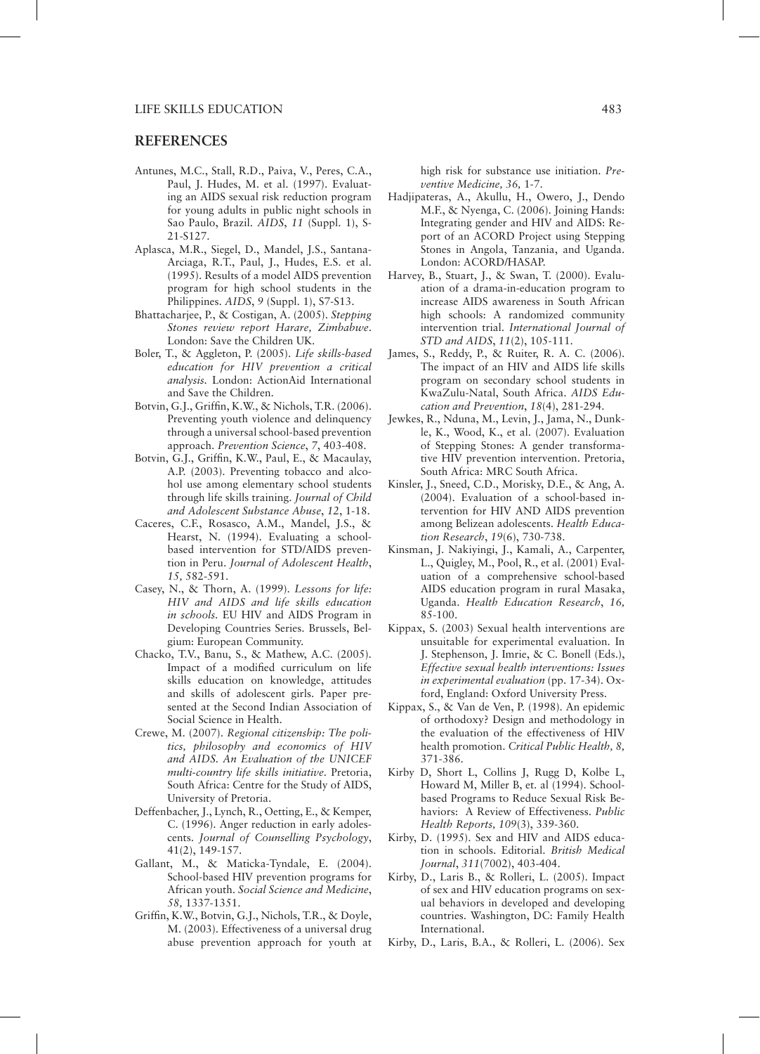## REFERENCES

Antunes, M.C., Stall, R.D., Paiva, V., Peres, C.A., Paul, J. Hudes, M. et al. (1997). Evaluating an AIDS sexual risk reduction program for young adults in public night schools in Sao Paulo, Brazil. *AIDS*, *11* (Suppl. 1), S-21-S127.

Aplasca, M.R., Siegel, D., Mandel, J.S., Santana-Arciaga, R.T., Paul, J., Hudes, E.S. et al. (1995). Results of a model AIDS prevention program for high school students in the Philippines. *AIDS*, *9* (Suppl. 1), S7-S13.

Bhattacharjee, P., & Costigan, A. (2005). *Stepping Stones review report Harare, Zimbabwe*. London: Save the Children UK.

Boler, T., & Aggleton, P. (2005). *Life skills-based education for HIV prevention a critical analysis*. London: ActionAid International and Save the Children.

Botvin, G.J., Griffin, K.W., & Nichols, T.R. (2006). Preventing youth violence and delinquency through a universal school-based prevention approach. *Prevention Science*, *7*, 403-408.

Botvin, G.J., Griffin, K.W., Paul, E., & Macaulay, A.P. (2003). Preventing tobacco and alcohol use among elementary school students through life skills training. *Journal of Child and Adolescent Substance Abuse*, *12*, 1-18.

Caceres, C.F., Rosasco, A.M., Mandel, J.S., & Hearst, N. (1994). Evaluating a school-based intervention for STD/AIDS prevention in Peru. *Journal of Adolescent Health*, *15,* 582-591.

Casey, N., & Thorn, A. (1999). *Lessons for life: HIV and AIDS and life skills education in schools.* EU HIV and AIDS Program in Developing Countries Series. Brussels, Belgium: European Community.

Chacko, T.V., Banu, S., & Mathew, A.C. (2005). Impact of a modified curriculum on life skills education on knowledge, attitudes and skills of adolescent girls. Paper presented at the Second Indian Association of Social Science in Health.

Crewe, M. (2007). *Regional citizenship: The politics, philosophy and economics of HIV and AIDS. An Evaluation of the UNICEF multi-country life skills initiative.* Pretoria, South Africa: Centre for the Study of AIDS, University of Pretoria.

Deffenbacher, J., Lynch, R., Oetting, E., & Kemper, C. (1996). Anger reduction in early adolescents. *Journal of Counselling Psychology*, 41(2), 149-157.

Gallant, M., & Maticka-Tyndale, E. (2004). School-based HIV prevention programs for African youth. *Social Science and Medicine*, *58,* 1337-1351.

Griffin, K.W., Botvin, G.J., Nichols, T.R., & Doyle, M. (2003). Effectiveness of a universal drug abuse prevention approach for youth at high risk for substance use initiation. *Preventive Medicine, 36,* 1-7.

Hadjipateras, A., Akullu, H., Owero, J., Dendo M.F., & Nyenga, C. (2006). Joining Hands: Integrating gender and HIV and AIDS: Report of an ACORD Project using Stepping Stones in Angola, Tanzania, and Uganda. London: ACORD/HASAP.

Harvey, B., Stuart, J., & Swan, T. (2000). Evaluation of a drama-in-education program to increase AIDS awareness in South African high schools: A randomized community intervention trial. *International Journal of STD and AIDS*, *11*(2), 105-111.

James, S., Reddy, P., & Ruiter, R. A. C. (2006). The impact of an HIV and AIDS life skills program on secondary school students in KwaZulu-Natal, South Africa. *AIDS Education and Prevention*, *18*(4), 281-294.

Jewkes, R., Nduna, M., Levin, J., Jama, N., Dunkle, K., Wood, K., et al. (2007). Evaluation of Stepping Stones: A gender transformative HIV prevention intervention. Pretoria, South Africa: MRC South Africa.

Kinsler, J., Sneed, C.D., Morisky, D.E., & Ang, A. (2004). Evaluation of a school-based intervention for HIV AND AIDS prevention among Belizean adolescents. *Health Education Research*, *19*(6), 730-738.

Kinsman, J. Nakiyingi, J., Kamali, A., Carpenter, L., Quigley, M., Pool, R., et al. (2001) Evaluation of a comprehensive school-based AIDS education program in rural Masaka, Uganda. *Health Education Research*, *16,* 85-100.

Kippax, S. (2003) Sexual health interventions are unsuitable for experimental evaluation. In J. Stephenson, J. Imrie, & C. Bonell (Eds.), *Effective sexual health interventions: Issues in experimental evaluation* (pp. 17-34). Oxford, England: Oxford University Press.

Kippax, S., & Van de Ven, P. (1998). An epidemic of orthodoxy? Design and methodology in the evaluation of the effectiveness of HIV health promotion. *Critical Public Health, 8,* 371-386.

Kirby D, Short L, Collins J, Rugg D, Kolbe L, Howard M, Miller B, et. al (1994). School-based Programs to Reduce Sexual Risk Behaviors: A Review of Effectiveness. *Public Health Reports, 109*(3), 339-360.

Kirby, D. (1995). Sex and HIV and AIDS education in schools. Editorial. *British Medical Journal*, *311*(7002), 403-404.

Kirby, D., Laris B., & Rolleri, L. (2005). Impact of sex and HIV education programs on sexual behaviors in developed and developing countries. Washington, DC: Family Health International.

Kirby, D., Laris, B.A., & Rolleri, L. (2006). Sex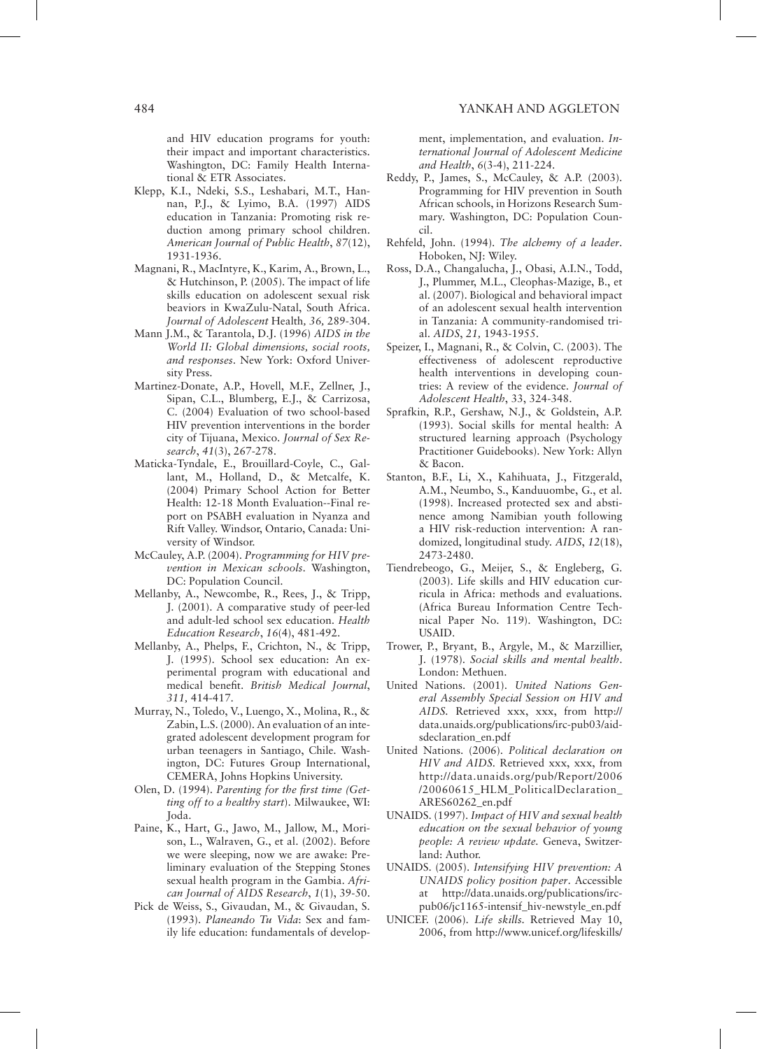and HIV education programs for youth: their impact and important characteristics. Washington, DC: Family Health International & ETR Associates.

Klepp, K.I., Ndeki, S.S., Leshabari, M.T., Hannan, P.J., & Lyimo, B.A. (1997) AIDS education in Tanzania: Promoting risk reduction among primary school children. *American Journal of Public Health*, *87*(12), 1931-1936.

Magnani, R., MacIntyre, K., Karim, A., Brown, L., & Hutchinson, P. (2005). The impact of life skills education on adolescent sexual risk beaviors in KwaZulu-Natal, South Africa. *Journal of Adolescent* Health*, 36,* 289-304.

Mann J.M., & Tarantola, D.J. (1996) *AIDS in the World II: Global dimensions, social roots, and responses*. New York: Oxford University Press.

Martinez-Donate, A.P., Hovell, M.F., Zellner, J., Sipan, C.L., Blumberg, E.J., & Carrizosa, C. (2004) Evaluation of two school-based HIV prevention interventions in the border city of Tijuana, Mexico. *Journal of Sex Research*, *41*(3), 267-278.

Maticka-Tyndale, E., Brouillard-Coyle, C., Gallant, M., Holland, D., & Metcalfe, K. (2004) Primary School Action for Better Health: 12-18 Month Evaluation--Final report on PSABH evaluation in Nyanza and Rift Valley. Windsor, Ontario, Canada: University of Windsor.

McCauley, A.P. (2004). *Programming for HIV prevention in Mexican schools*. Washington, DC: Population Council.

Mellanby, A., Newcombe, R., Rees, J., & Tripp, J. (2001). A comparative study of peer-led and adult-led school sex education. *Health Education Research*, *16*(4), 481-492.

Mellanby, A., Phelps, F., Crichton, N., & Tripp, J. (1995). School sex education: An experimental program with educational and medical benefit. *British Medical Journal*, *311,* 414-417.

Murray, N., Toledo, V., Luengo, X., Molina, R., & Zabin, L.S. (2000). An evaluation of an integrated adolescent development program for urban teenagers in Santiago, Chile. Washington, DC: Futures Group International, CEMERA, Johns Hopkins University.

Olen, D. (1994). *Parenting for the first time (Getting off to a healthy start*). Milwaukee, WI: Joda.

Paine, K., Hart, G., Jawo, M., Jallow, M., Morison, L., Walraven, G., et al. (2002). Before we were sleeping, now we are awake: Preliminary evaluation of the Stepping Stones sexual health program in the Gambia. *African Journal of AIDS Research*, *1*(1), 39-50.

Pick de Weiss, S., Givaudan, M., & Givaudan, S. (1993). *Planeando Tu Vida*: Sex and family life education: fundamentals of development, implementation, and evaluation. *International Journal of Adolescent Medicine and Health*, *6*(3-4), 211-224.

Reddy, P., James, S., McCauley, & A.P. (2003). Programming for HIV prevention in South African schools, in Horizons Research Summary. Washington, DC: Population Council.

Rehfeld, John. (1994). *The alchemy of a leader*. Hoboken, NJ: Wiley.

Ross, D.A., Changalucha, J., Obasi, A.I.N., Todd, J., Plummer, M.L., Cleophas-Mazige, B., et al. (2007). Biological and behavioral impact of an adolescent sexual health intervention in Tanzania: A community-randomised trial. *AIDS*, *21,* 1943-1955.

Speizer, I., Magnani, R., & Colvin, C. (2003). The effectiveness of adolescent reproductive health interventions in developing countries: A review of the evidence. *Journal of Adolescent Health*, 33, 324-348.

Sprafkin, R.P., Gershaw, N.J., & Goldstein, A.P. (1993). Social skills for mental health: A structured learning approach (Psychology Practitioner Guidebooks). New York: Allyn & Bacon.

Stanton, B.F., Li, X., Kahihuata, J., Fitzgerald, A.M., Neumbo, S., Kanduuombe, G., et al. (1998). Increased protected sex and abstinence among Namibian youth following a HIV risk-reduction intervention: A randomized, longitudinal study. *AIDS*, *12*(18), 2473-2480.

Tiendrebeogo, G., Meijer, S., & Engleberg, G. (2003). Life skills and HIV education curricula in Africa: methods and evaluations. (Africa Bureau Information Centre Technical Paper No. 119). Washington, DC: USAID.

Trower, P., Bryant, B., Argyle, M., & Marzillier, J. (1978). *Social skills and mental health*. London: Methuen.

United Nations. (2001). *United Nations General Assembly Special Session on HIV and AIDS.* Retrieved xxx, xxx, from http://data.unaids.org/publications/irc-pub03/aidsdeclaration_en.pdf

United Nations. (2006). *Political declaration on HIV and AIDS.* Retrieved xxx, xxx, from http://data.unaids.org/pub/Report/2006/20060615_HLM_PoliticalDeclaration_ARES60262_en.pdf

UNAIDS. (1997). *Impact of HIV and sexual health education on the sexual behavior of young people: A review update.* Geneva, Switzerland: Author.

UNAIDS. (2005). *Intensifying HIV prevention: A UNAIDS policy position paper*. Accessible at http://data.unaids.org/publications/irc-pub06/jc1165-intensif_hiv-newstyle_en.pdf

UNICEF. (2006). *Life skills.* Retrieved May 10, 2006, from http://www.unicef.org/lifeskills/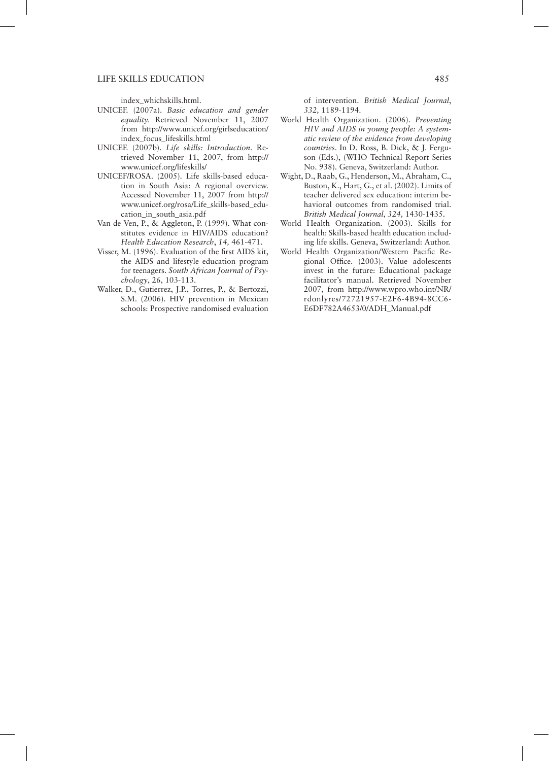index_whichskills.html.

UNICEF. (2007a). *Basic education and gender equality.* Retrieved November 11, 2007 from http://www.unicef.org/girlseducation/index_focus_lifeskills.html

UNICEF. (2007b). *Life skills: Introduction.* Retrieved November 11, 2007, from http://www.unicef.org/lifeskills/

UNICEF/ROSA. (2005). Life skills-based education in South Asia: A regional overview. Accessed November 11, 2007 from http://www.unicef.org/rosa/Life_skills-based_education_in_south_asia.pdf

Van de Ven, P., & Aggleton, P. (1999). What constitutes evidence in HIV/AIDS education? *Health Education Research*, *14,* 461-471.

Visser, M. (1996). Evaluation of the first AIDS kit, the AIDS and lifestyle education program for teenagers. *South African Journal of Psychology*, 26, 103-113.

Walker, D., Gutierrez, J.P., Torres, P., & Bertozzi, S.M. (2006). HIV prevention in Mexican schools: Prospective randomised evaluation of intervention. *British Medical Journal*, *332,* 1189-1194.

World Health Organization. (2006). *Preventing HIV and AIDS in young people: A systematic review of the evidence from developing countries*. In D. Ross, B. Dick, & J. Ferguson (Eds.), (WHO Technical Report Series No. 938). Geneva, Switzerland: Author.

Wight, D., Raab, G., Henderson, M., Abraham, C., Buston, K., Hart, G., et al. (2002). Limits of teacher delivered sex education: interim behavioral outcomes from randomised trial. *British Medical Journal*, *324,* 1430-1435.

World Health Organization. (2003). Skills for health: Skills-based health education including life skills. Geneva, Switzerland: Author.

World Health Organization/Western Pacific Regional Office. (2003). Value adolescents invest in the future: Educational package facilitator's manual. Retrieved November 2007, from http://www.wpro.who.int/NR/rdonlyres/72721957-E2F6-4B94-8CC6-E6DF782A4653/0/ADH_Manual.pdf